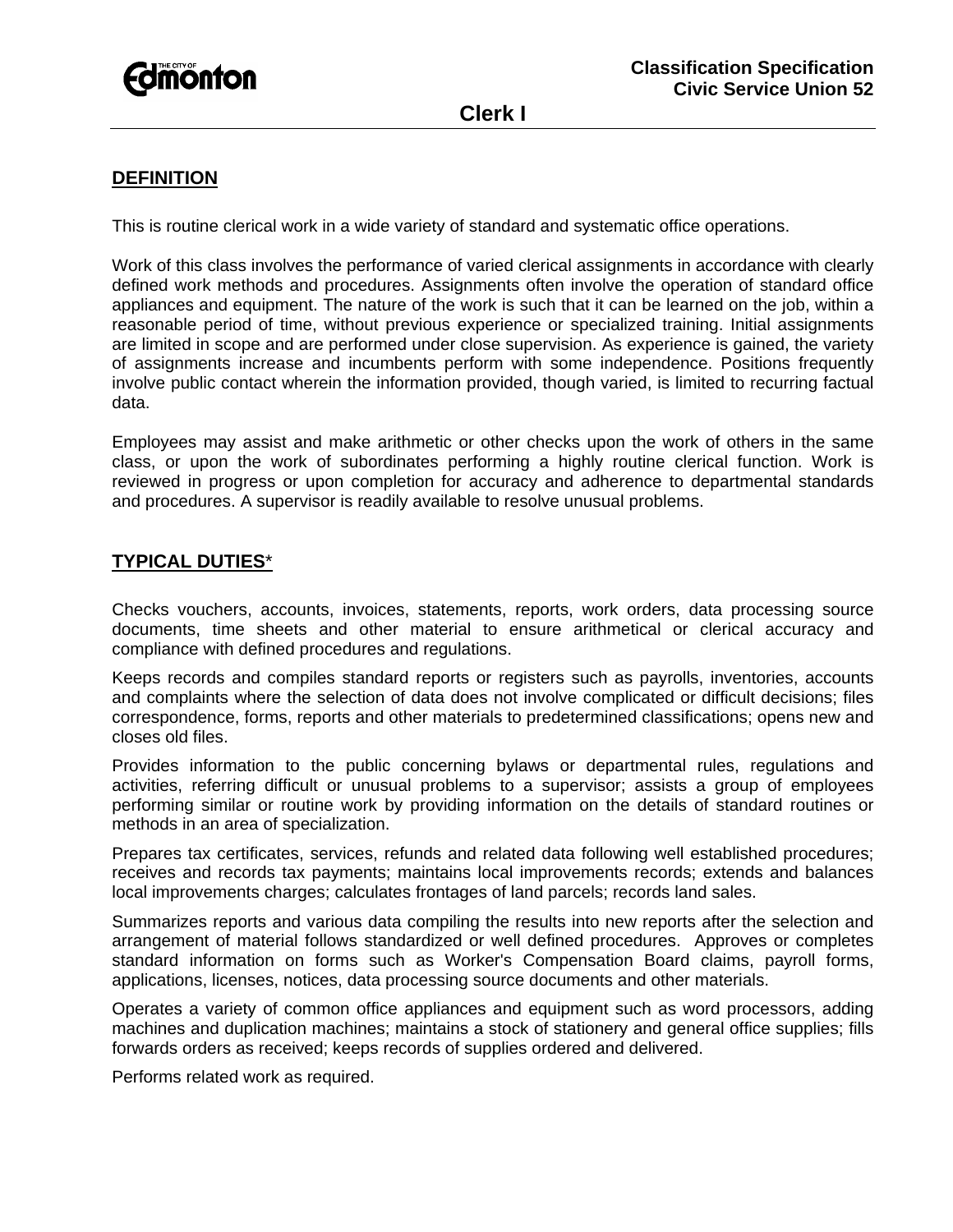**Classification Specification**
**Civic Service Union 52**

# Clerk I

## DEFINITION

This is routine clerical work in a wide variety of standard and systematic office operations.

Work of this class involves the performance of varied clerical assignments in accordance with clearly defined work methods and procedures. Assignments often involve the operation of standard office appliances and equipment. The nature of the work is such that it can be learned on the job, within a reasonable period of time, without previous experience or specialized training. Initial assignments are limited in scope and are performed under close supervision. As experience is gained, the variety of assignments increase and incumbents perform with some independence. Positions frequently involve public contact wherein the information provided, though varied, is limited to recurring factual data.

Employees may assist and make arithmetic or other checks upon the work of others in the same class, or upon the work of subordinates performing a highly routine clerical function. Work is reviewed in progress or upon completion for accuracy and adherence to departmental standards and procedures. A supervisor is readily available to resolve unusual problems.

## TYPICAL DUTIES*

Checks vouchers, accounts, invoices, statements, reports, work orders, data processing source documents, time sheets and other material to ensure arithmetical or clerical accuracy and compliance with defined procedures and regulations.

Keeps records and compiles standard reports or registers such as payrolls, inventories, accounts and complaints where the selection of data does not involve complicated or difficult decisions; files correspondence, forms, reports and other materials to predetermined classifications; opens new and closes old files.

Provides information to the public concerning bylaws or departmental rules, regulations and activities, referring difficult or unusual problems to a supervisor; assists a group of employees performing similar or routine work by providing information on the details of standard routines or methods in an area of specialization.

Prepares tax certificates, services, refunds and related data following well established procedures; receives and records tax payments; maintains local improvements records; extends and balances local improvements charges; calculates frontages of land parcels; records land sales.

Summarizes reports and various data compiling the results into new reports after the selection and arrangement of material follows standardized or well defined procedures. Approves or completes standard information on forms such as Worker's Compensation Board claims, payroll forms, applications, licenses, notices, data processing source documents and other materials.

Operates a variety of common office appliances and equipment such as word processors, adding machines and duplication machines; maintains a stock of stationery and general office supplies; fills forwards orders as received; keeps records of supplies ordered and delivered.

Performs related work as required.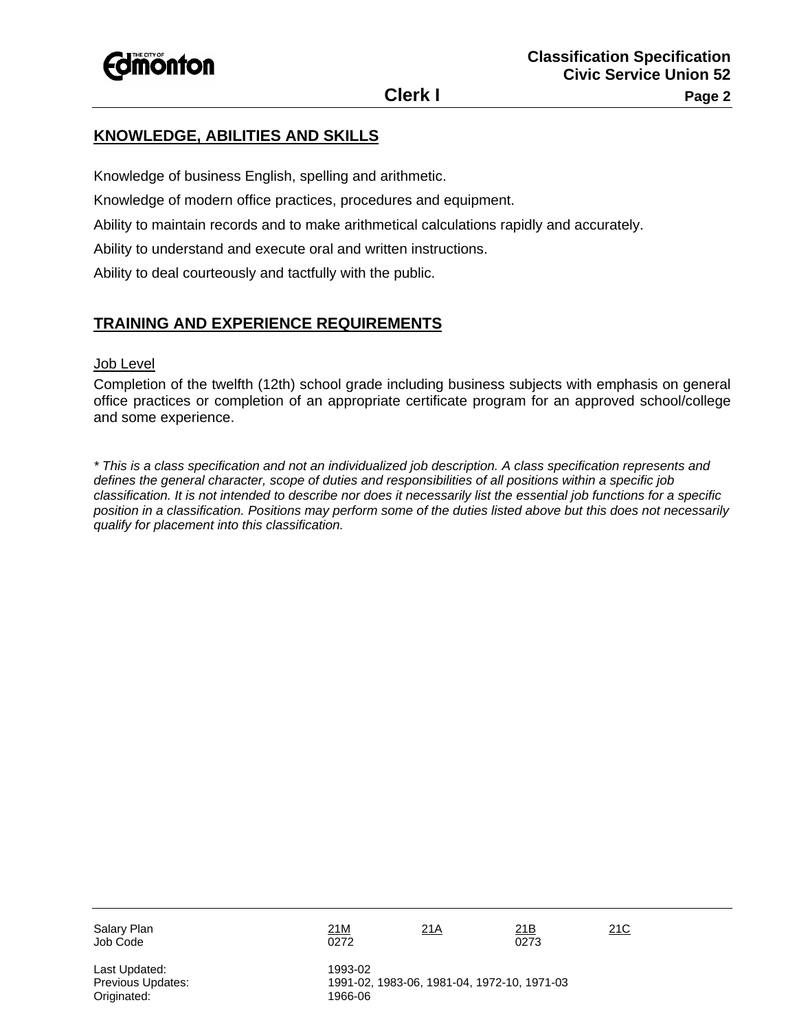## KNOWLEDGE, ABILITIES AND SKILLS

Knowledge of business English, spelling and arithmetic.

Knowledge of modern office practices, procedures and equipment.

Ability to maintain records and to make arithmetical calculations rapidly and accurately.

Ability to understand and execute oral and written instructions.

Ability to deal courteously and tactfully with the public.

## TRAINING AND EXPERIENCE REQUIREMENTS

Job Level

Completion of the twelfth (12th) school grade including business subjects with emphasis on general office practices or completion of an appropriate certificate program for an approved school/college and some experience.

*\* This is a class specification and not an individualized job description. A class specification represents and defines the general character, scope of duties and responsibilities of all positions within a specific job classification. It is not intended to describe nor does it necessarily list the essential job functions for a specific position in a classification. Positions may perform some of the duties listed above but this does not necessarily qualify for placement into this classification.*

| | | | | |
|---|---|---|---|---|
| Salary Plan | 21M | 21A | 21B | 21C |
| Job Code | 0272 | | 0273 | |

Last Updated: 1993-02
Previous Updates: 1991-02, 1983-06, 1981-04, 1972-10, 1971-03
Originated: 1966-06